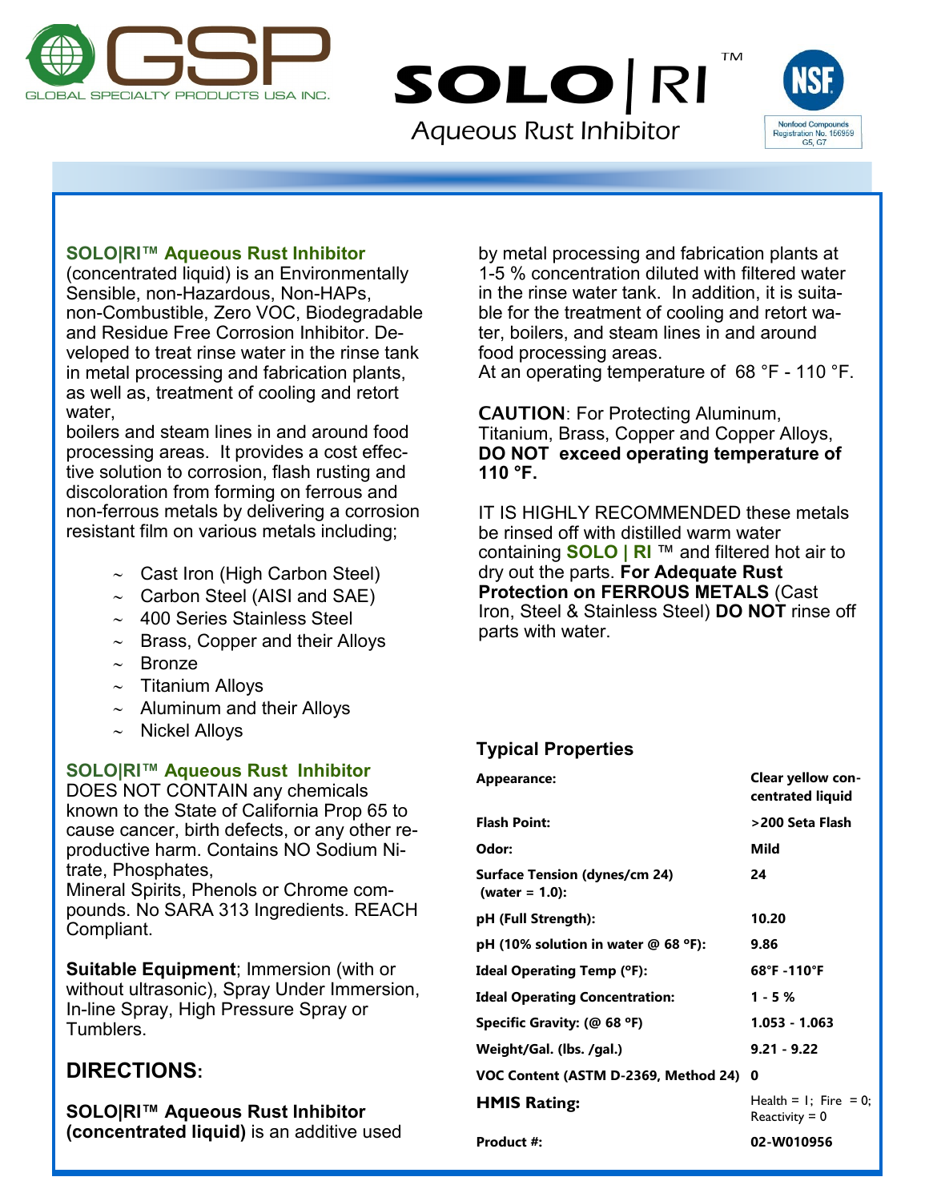# GSP

GLOBAL SPECIALTY PRODUCTS USA INC.

# SOLO | RI™

## Aqueous Rust Inhibitor

NSF Nonfood Compounds Registration No. 156959 G5, G7

**SOLO|RI™ Aqueous Rust Inhibitor** (concentrated liquid) is an Environmentally Sensible, non-Hazardous, Non-HAPs, non-Combustible, Zero VOC, Biodegradable and Residue Free Corrosion Inhibitor. Developed to treat rinse water in the rinse tank in metal processing and fabrication plants, as well as, treatment of cooling and retort water,

boilers and steam lines in and around food processing areas. It provides a cost effective solution to corrosion, flash rusting and discoloration from forming on ferrous and non-ferrous metals by delivering a corrosion resistant film on various metals including;

- Cast Iron (High Carbon Steel)
- Carbon Steel (AISI and SAE)
- 400 Series Stainless Steel
- Brass, Copper and their Alloys
- Bronze
- Titanium Alloys
- Aluminum and their Alloys
- Nickel Alloys

**SOLO|RI™ Aqueous Rust Inhibitor** DOES NOT CONTAIN any chemicals known to the State of California Prop 65 to cause cancer, birth defects, or any other reproductive harm. Contains NO Sodium Nitrate, Phosphates,
Mineral Spirits, Phenols or Chrome compounds. No SARA 313 Ingredients. REACH Compliant.

**Suitable Equipment**; Immersion (with or without ultrasonic), Spray Under Immersion, In-line Spray, High Pressure Spray or Tumblers.

## DIRECTIONS:

**SOLO|RI™ Aqueous Rust Inhibitor (concentrated liquid)** is an additive used by metal processing and fabrication plants at 1-5 % concentration diluted with filtered water in the rinse water tank. In addition, it is suitable for the treatment of cooling and retort water, boilers, and steam lines in and around food processing areas.
At an operating temperature of 68 °F - 110 °F.

**CAUTION**: For Protecting Aluminum, Titanium, Brass, Copper and Copper Alloys, **DO NOT exceed operating temperature of 110 °F.**

IT IS HIGHLY RECOMMENDED these metals be rinsed off with distilled warm water containing **SOLO | RI** ™ and filtered hot air to dry out the parts. **For Adequate Rust Protection on FERROUS METALS** (Cast Iron, Steel & Stainless Steel) **DO NOT** rinse off parts with water.

### Typical Properties

| Property | Value |
|---|---|
| **Appearance:** | **Clear yellow concentrated liquid** |
| **Flash Point:** | **>200 Seta Flash** |
| **Odor:** | **Mild** |
| **Surface Tension (dynes/cm 24) (water = 1.0):** | **24** |
| **pH (Full Strength):** | **10.20** |
| **pH (10% solution in water @ 68 °F):** | **9.86** |
| **Ideal Operating Temp (°F):** | **68°F -110°F** |
| **Ideal Operating Concentration:** | **1 - 5 %** |
| **Specific Gravity: (@ 68 °F)** | **1.053 - 1.063** |
| **Weight/Gal. (lbs. /gal.)** | **9.21 - 9.22** |
| **VOC Content (ASTM D-2369, Method 24)** | **0** |
| **HMIS Rating:** | Health = 1; Fire = 0; Reactivity = 0 |
| **Product #:** | **02-W010956** |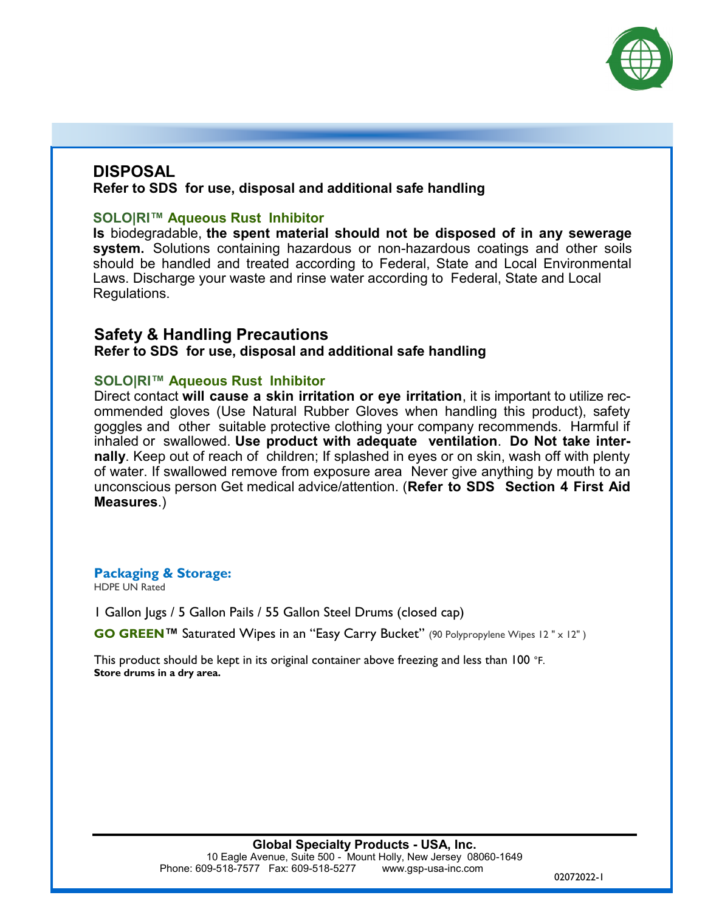## DISPOSAL

**Refer to SDS for use, disposal and additional safe handling**

### SOLO|RI™ Aqueous Rust Inhibitor

**Is** biodegradable, **the spent material should not be disposed of in any sewerage system.** Solutions containing hazardous or non-hazardous coatings and other soils should be handled and treated according to Federal, State and Local Environmental Laws. Discharge your waste and rinse water according to Federal, State and Local Regulations.

## Safety & Handling Precautions

**Refer to SDS for use, disposal and additional safe handling**

### SOLO|RI™ Aqueous Rust Inhibitor

Direct contact **will cause a skin irritation or eye irritation**, it is important to utilize recommended gloves (Use Natural Rubber Gloves when handling this product), safety goggles and other suitable protective clothing your company recommends. Harmful if inhaled or swallowed. **Use product with adequate ventilation**. **Do Not take internally**. Keep out of reach of children; If splashed in eyes or on skin, wash off with plenty of water. If swallowed remove from exposure area Never give anything by mouth to an unconscious person Get medical advice/attention. (**Refer to SDS Section 4 First Aid Measures**.)

### Packaging & Storage:

HDPE UN Rated

1 Gallon Jugs / 5 Gallon Pails / 55 Gallon Steel Drums (closed cap)

**GO GREEN™** Saturated Wipes in an "Easy Carry Bucket" (90 Polypropylene Wipes 12 " x 12" )

This product should be kept in its original container above freezing and less than 100 °F.
**Store drums in a dry area.**

**Global Specialty Products - USA, Inc.**
10 Eagle Avenue, Suite 500 - Mount Holly, New Jersey 08060-1649
Phone: 609-518-7577 Fax: 609-518-5277 www.gsp-usa-inc.com

02072022-1